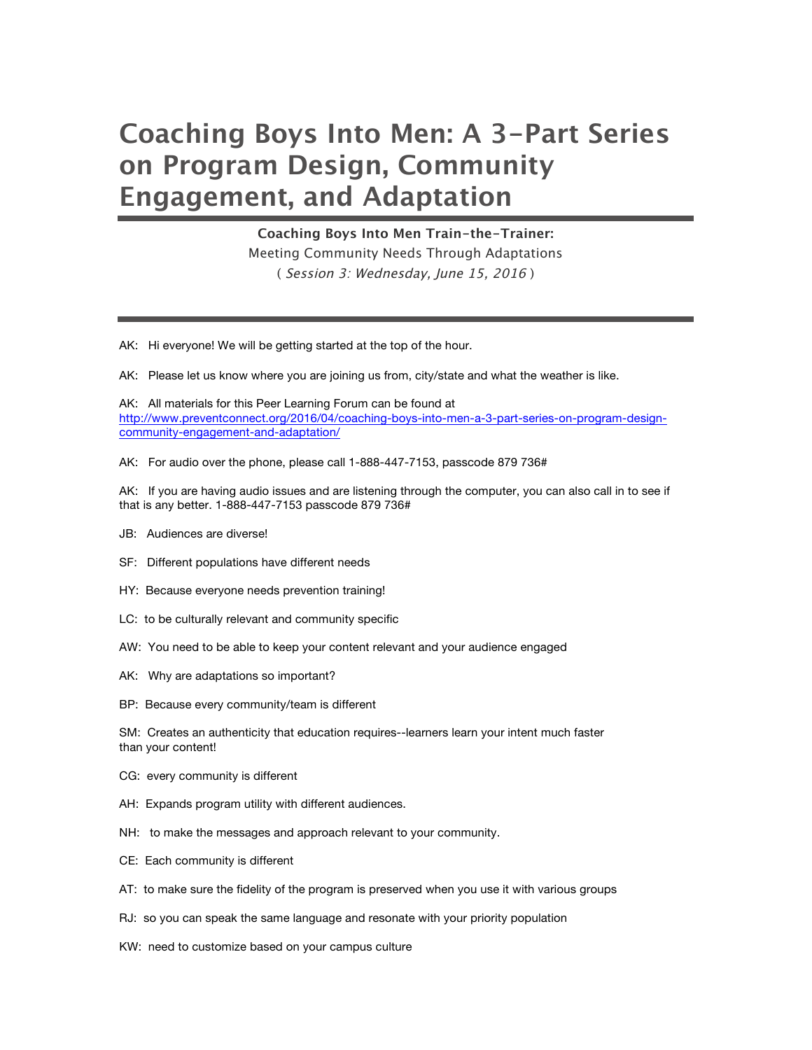# Coaching Boys Into Men: A 3-Part Series on Program Design, Community Engagement, and Adaptation

**Coaching Boys Into Men Train-the-Trainer:**

Meeting Community Needs Through Adaptations

( *Session 3: Wednesday, June 15, 2016* )

---

AK: Hi everyone! We will be getting started at the top of the hour.

AK: Please let us know where you are joining us from, city/state and what the weather is like.

AK: All materials for this Peer Learning Forum can be found at http://www.preventconnect.org/2016/04/coaching-boys-into-men-a-3-part-series-on-program-design-community-engagement-and-adaptation/

AK: For audio over the phone, please call 1-888-447-7153, passcode 879 736#

AK: If you are having audio issues and are listening through the computer, you can also call in to see if that is any better. 1-888-447-7153 passcode 879 736#

JB: Audiences are diverse!

SF: Different populations have different needs

HY: Because everyone needs prevention training!

LC: to be culturally relevant and community specific

AW: You need to be able to keep your content relevant and your audience engaged

AK: Why are adaptations so important?

BP: Because every community/team is different

SM: Creates an authenticity that education requires--learners learn your intent much faster than your content!

CG: every community is different

AH: Expands program utility with different audiences.

NH: to make the messages and approach relevant to your community.

CE: Each community is different

AT: to make sure the fidelity of the program is preserved when you use it with various groups

RJ: so you can speak the same language and resonate with your priority population

KW: need to customize based on your campus culture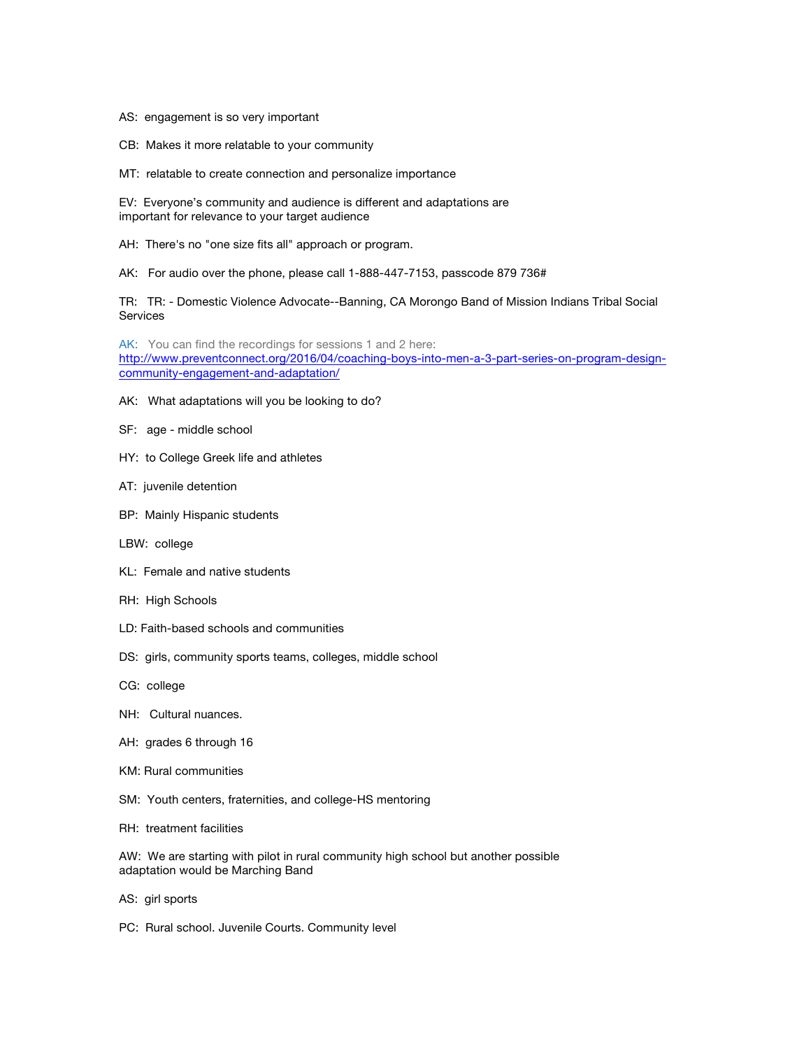AS:  engagement is so very important

CB:  Makes it more relatable to your community

MT:  relatable to create connection and personalize importance

EV:  Everyone's community and audience is different and adaptations are important for relevance to your target audience

AH:  There's no "one size fits all" approach or program.

AK:   For audio over the phone, please call 1-888-447-7153, passcode 879 736#

TR:   TR: - Domestic Violence Advocate--Banning, CA Morongo Band of Mission Indians Tribal Social Services

AK:   You can find the recordings for sessions 1 and 2 here: [http://www.preventconnect.org/2016/04/coaching-boys-into-men-a-3-part-series-on-program-design-community-engagement-and-adaptation/](http://www.preventconnect.org/2016/04/coaching-boys-into-men-a-3-part-series-on-program-design-community-engagement-and-adaptation/)

AK:   What adaptations will you be looking to do?

SF:   age - middle school

HY:  to College Greek life and athletes

AT:  juvenile detention

BP:  Mainly Hispanic students

LBW:  college

KL:  Female and native students

RH:  High Schools

LD: Faith-based schools and communities

DS:  girls, community sports teams, colleges, middle school

CG:  college

NH:   Cultural nuances.

AH:  grades 6 through 16

KM: Rural communities

SM:  Youth centers, fraternities, and college-HS mentoring

RH:  treatment facilities

AW:  We are starting with pilot in rural community high school but another possible adaptation would be Marching Band

AS:  girl sports

PC:  Rural school. Juvenile Courts. Community level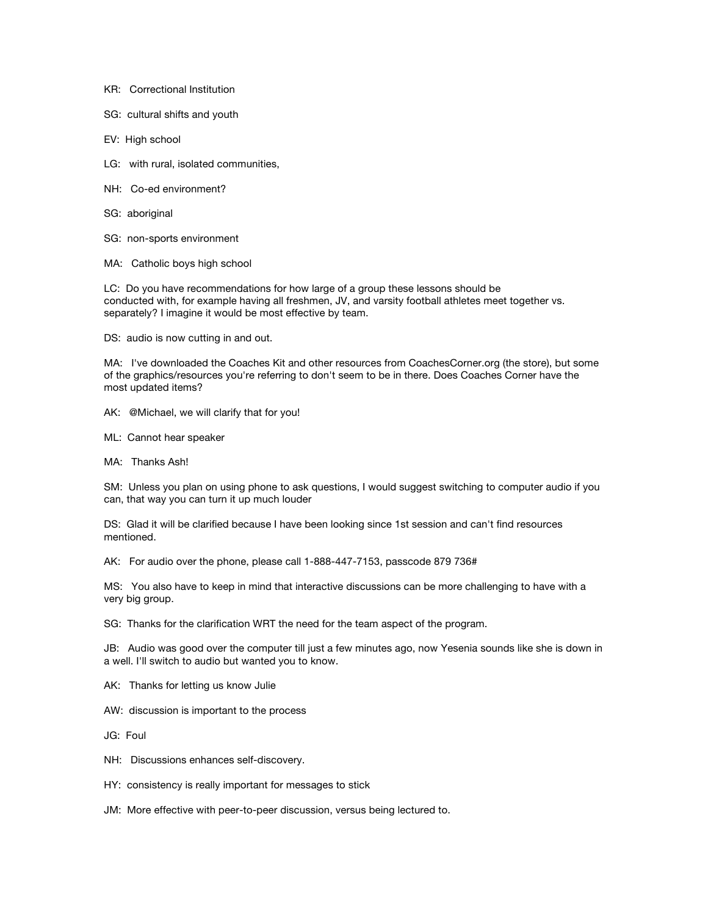KR:   Correctional Institution

SG:  cultural shifts and youth

EV:  High school

LG:   with rural, isolated communities,

NH:   Co-ed environment?

SG:  aboriginal

SG:  non-sports environment

MA:   Catholic boys high school

LC:  Do you have recommendations for how large of a group these lessons should be conducted with, for example having all freshmen, JV, and varsity football athletes meet together vs. separately? I imagine it would be most effective by team.

DS:  audio is now cutting in and out.

MA:   I've downloaded the Coaches Kit and other resources from CoachesCorner.org (the store), but some of the graphics/resources you're referring to don't seem to be in there. Does Coaches Corner have the most updated items?

AK:   @Michael, we will clarify that for you!

ML:  Cannot hear speaker

MA:   Thanks Ash!

SM:  Unless you plan on using phone to ask questions, I would suggest switching to computer audio if you can, that way you can turn it up much louder

DS:  Glad it will be clarified because I have been looking since 1st session and can't find resources mentioned.

AK:   For audio over the phone, please call 1-888-447-7153, passcode 879 736#

MS:   You also have to keep in mind that interactive discussions can be more challenging to have with a very big group.

SG:  Thanks for the clarification WRT the need for the team aspect of the program.

JB:   Audio was good over the computer till just a few minutes ago, now Yesenia sounds like she is down in a well. I'll switch to audio but wanted you to know.

AK:   Thanks for letting us know Julie

AW:  discussion is important to the process

JG:  Foul

NH:   Discussions enhances self-discovery.

HY:  consistency is really important for messages to stick

JM:  More effective with peer-to-peer discussion, versus being lectured to.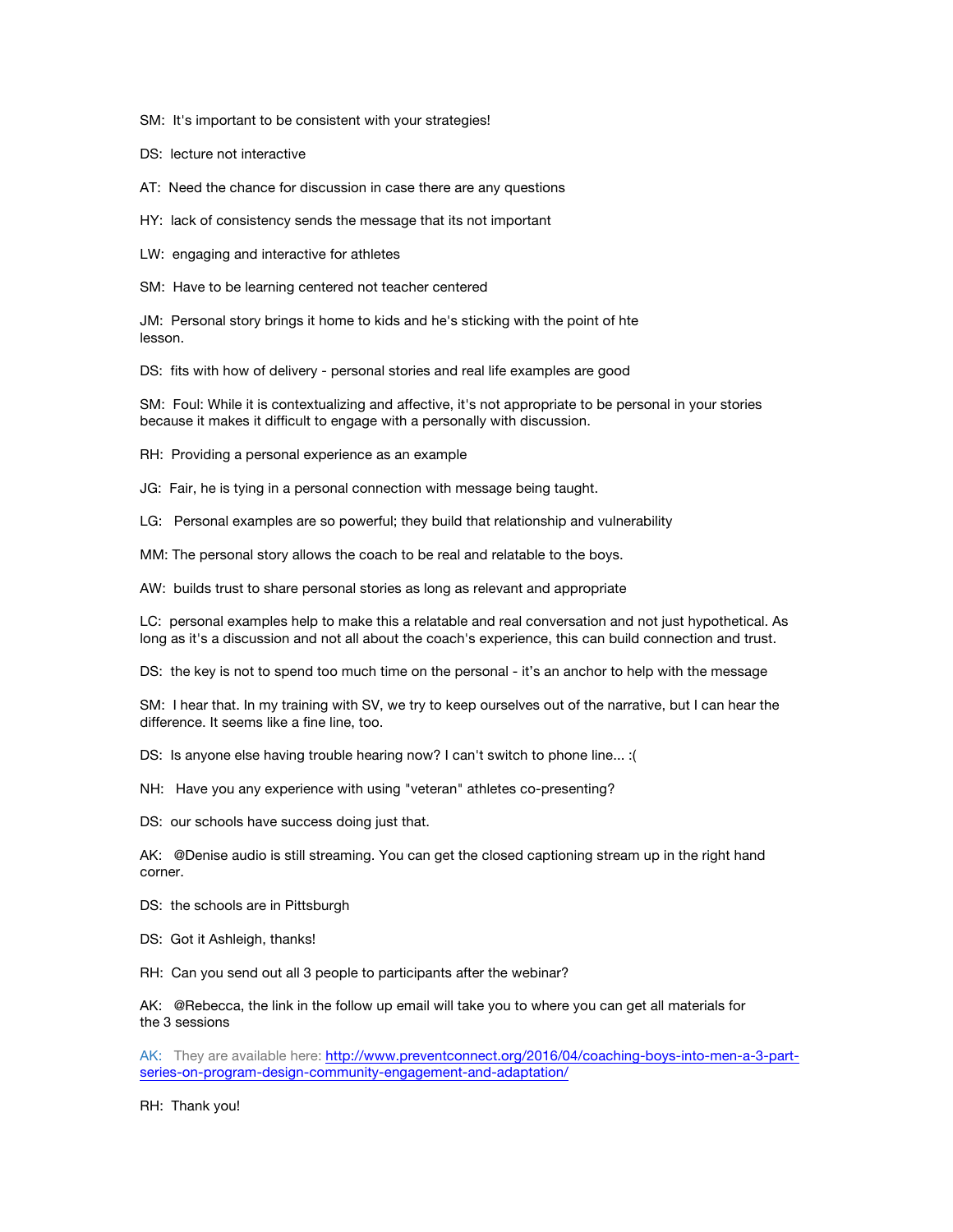SM: It's important to be consistent with your strategies!

DS: lecture not interactive

AT: Need the chance for discussion in case there are any questions

HY: lack of consistency sends the message that its not important

LW: engaging and interactive for athletes

SM: Have to be learning centered not teacher centered

JM: Personal story brings it home to kids and he's sticking with the point of hte lesson.

DS: fits with how of delivery - personal stories and real life examples are good

SM: Foul: While it is contextualizing and affective, it's not appropriate to be personal in your stories because it makes it difficult to engage with a personally with discussion.

RH: Providing a personal experience as an example

JG: Fair, he is tying in a personal connection with message being taught.

LG: Personal examples are so powerful; they build that relationship and vulnerability

MM: The personal story allows the coach to be real and relatable to the boys.

AW: builds trust to share personal stories as long as relevant and appropriate

LC: personal examples help to make this a relatable and real conversation and not just hypothetical. As long as it's a discussion and not all about the coach's experience, this can build connection and trust.

DS: the key is not to spend too much time on the personal - it's an anchor to help with the message

SM: I hear that. In my training with SV, we try to keep ourselves out of the narrative, but I can hear the difference. It seems like a fine line, too.

DS: Is anyone else having trouble hearing now? I can't switch to phone line... :(

NH: Have you any experience with using "veteran" athletes co-presenting?

DS: our schools have success doing just that.

AK: @Denise audio is still streaming. You can get the closed captioning stream up in the right hand corner.

DS: the schools are in Pittsburgh

DS: Got it Ashleigh, thanks!

RH: Can you send out all 3 people to participants after the webinar?

AK: @Rebecca, the link in the follow up email will take you to where you can get all materials for the 3 sessions

AK: They are available here: [http://www.preventconnect.org/2016/04/coaching-boys-into-men-a-3-part-series-on-program-design-community-engagement-and-adaptation/](http://www.preventconnect.org/2016/04/coaching-boys-into-men-a-3-part-series-on-program-design-community-engagement-and-adaptation/)

RH: Thank you!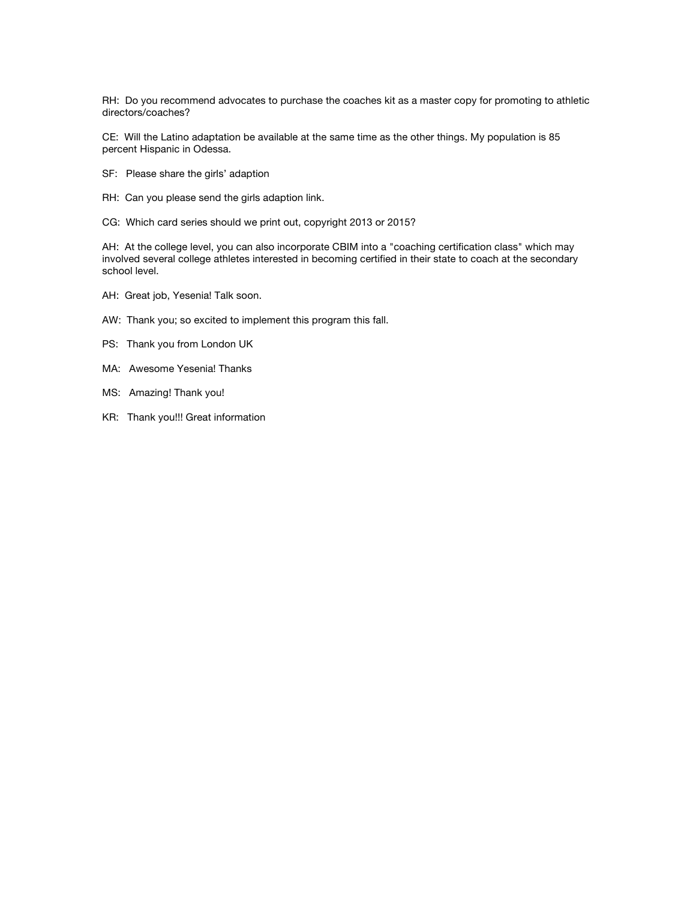RH: Do you recommend advocates to purchase the coaches kit as a master copy for promoting to athletic directors/coaches?

CE: Will the Latino adaptation be available at the same time as the other things. My population is 85 percent Hispanic in Odessa.

SF: Please share the girls' adaption

RH: Can you please send the girls adaption link.

CG: Which card series should we print out, copyright 2013 or 2015?

AH: At the college level, you can also incorporate CBIM into a "coaching certification class" which may involved several college athletes interested in becoming certified in their state to coach at the secondary school level.

AH: Great job, Yesenia! Talk soon.

AW: Thank you; so excited to implement this program this fall.

PS: Thank you from London UK

MA: Awesome Yesenia! Thanks

MS: Amazing! Thank you!

KR: Thank you!!! Great information